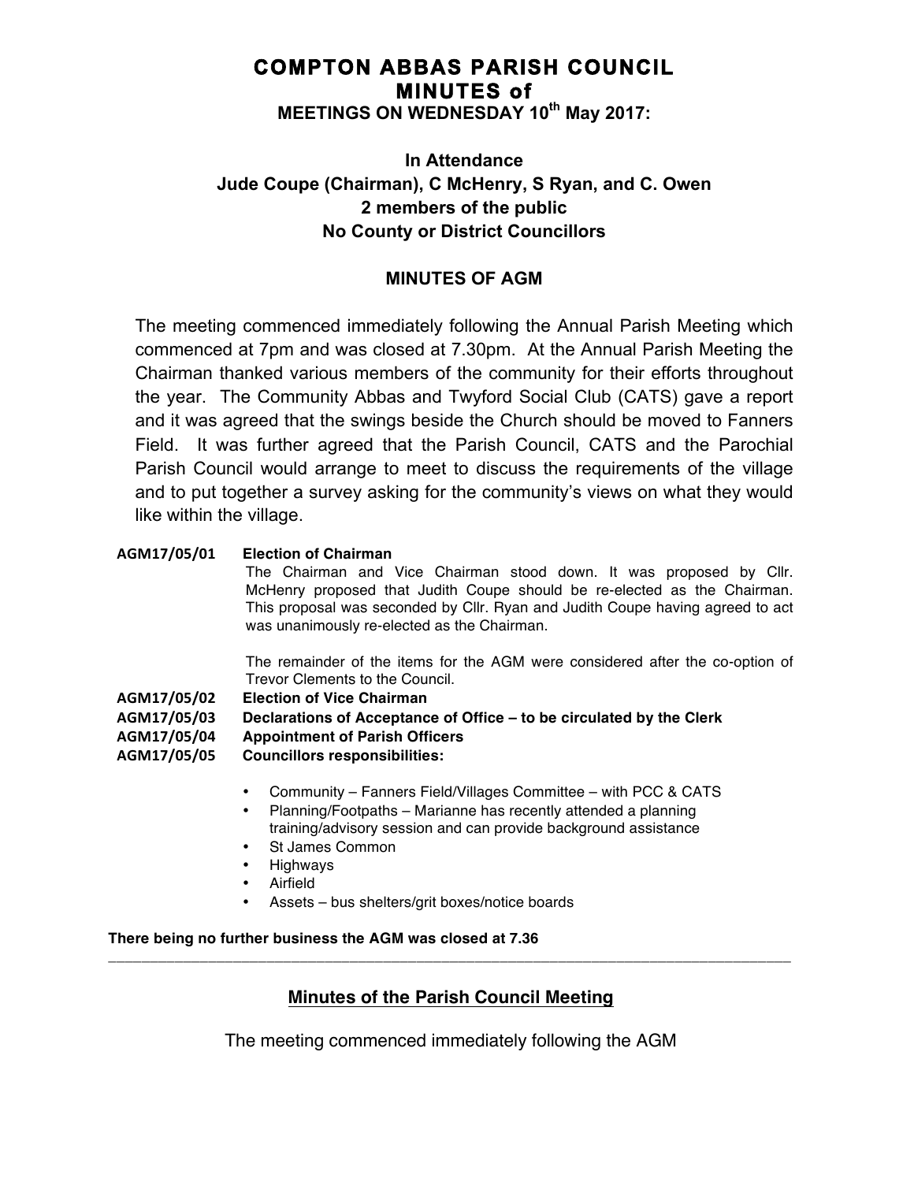# COMPTON ABBAS PARISH COUNCIL
# MINUTES of
## MEETINGS ON WEDNESDAY 10th May 2017:

**In Attendance**
**Jude Coupe (Chairman), C McHenry, S Ryan, and C. Owen**
**2 members of the public**
**No County or District Councillors**

## MINUTES OF AGM

The meeting commenced immediately following the Annual Parish Meeting which commenced at 7pm and was closed at 7.30pm. At the Annual Parish Meeting the Chairman thanked various members of the community for their efforts throughout the year. The Community Abbas and Twyford Social Club (CATS) gave a report and it was agreed that the swings beside the Church should be moved to Fanners Field. It was further agreed that the Parish Council, CATS and the Parochial Parish Council would arrange to meet to discuss the requirements of the village and to put together a survey asking for the community's views on what they would like within the village.

**AGM17/05/01 Election of Chairman**

The Chairman and Vice Chairman stood down. It was proposed by Cllr. McHenry proposed that Judith Coupe should be re-elected as the Chairman. This proposal was seconded by Cllr. Ryan and Judith Coupe having agreed to act was unanimously re-elected as the Chairman.

The remainder of the items for the AGM were considered after the co-option of Trevor Clements to the Council.

**AGM17/05/02 Election of Vice Chairman**

**AGM17/05/03 Declarations of Acceptance of Office – to be circulated by the Clerk**

**AGM17/05/04 Appointment of Parish Officers**

**AGM17/05/05 Councillors responsibilities:**

- Community – Fanners Field/Villages Committee – with PCC & CATS
- Planning/Footpaths – Marianne has recently attended a planning training/advisory session and can provide background assistance
- St James Common
- Highways
- Airfield
- Assets – bus shelters/grit boxes/notice boards

**There being no further business the AGM was closed at 7.36**

---

## Minutes of the Parish Council Meeting

The meeting commenced immediately following the AGM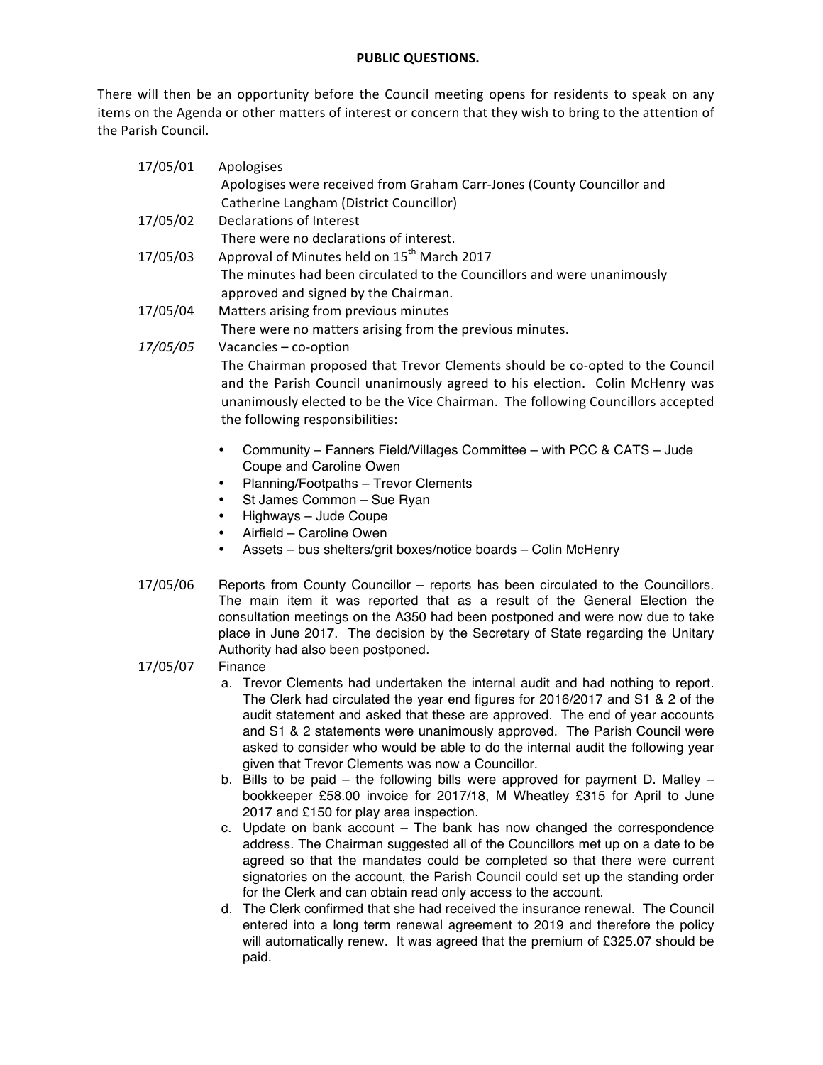**PUBLIC QUESTIONS.**

There will then be an opportunity before the Council meeting opens for residents to speak on any items on the Agenda or other matters of interest or concern that they wish to bring to the attention of the Parish Council.

17/05/01 Apologises

Apologises were received from Graham Carr-Jones (County Councillor and Catherine Langham (District Councillor)

17/05/02 Declarations of Interest

There were no declarations of interest.

17/05/03 Approval of Minutes held on 15th March 2017

The minutes had been circulated to the Councillors and were unanimously approved and signed by the Chairman.

17/05/04 Matters arising from previous minutes

There were no matters arising from the previous minutes.

*17/05/05* Vacancies – co-option

The Chairman proposed that Trevor Clements should be co-opted to the Council and the Parish Council unanimously agreed to his election. Colin McHenry was unanimously elected to be the Vice Chairman. The following Councillors accepted the following responsibilities:

- Community – Fanners Field/Villages Committee – with PCC & CATS – Jude Coupe and Caroline Owen
- Planning/Footpaths – Trevor Clements
- St James Common – Sue Ryan
- Highways – Jude Coupe
- Airfield – Caroline Owen
- Assets – bus shelters/grit boxes/notice boards – Colin McHenry

17/05/06 Reports from County Councillor – reports has been circulated to the Councillors. The main item it was reported that as a result of the General Election the consultation meetings on the A350 had been postponed and were now due to take place in June 2017. The decision by the Secretary of State regarding the Unitary Authority had also been postponed.

17/05/07 Finance

a. Trevor Clements had undertaken the internal audit and had nothing to report. The Clerk had circulated the year end figures for 2016/2017 and S1 & 2 of the audit statement and asked that these are approved. The end of year accounts and S1 & 2 statements were unanimously approved. The Parish Council were asked to consider who would be able to do the internal audit the following year given that Trevor Clements was now a Councillor.
b. Bills to be paid – the following bills were approved for payment D. Malley – bookkeeper £58.00 invoice for 2017/18, M Wheatley £315 for April to June 2017 and £150 for play area inspection.
c. Update on bank account – The bank has now changed the correspondence address. The Chairman suggested all of the Councillors met up on a date to be agreed so that the mandates could be completed so that there were current signatories on the account, the Parish Council could set up the standing order for the Clerk and can obtain read only access to the account.
d. The Clerk confirmed that she had received the insurance renewal. The Council entered into a long term renewal agreement to 2019 and therefore the policy will automatically renew. It was agreed that the premium of £325.07 should be paid.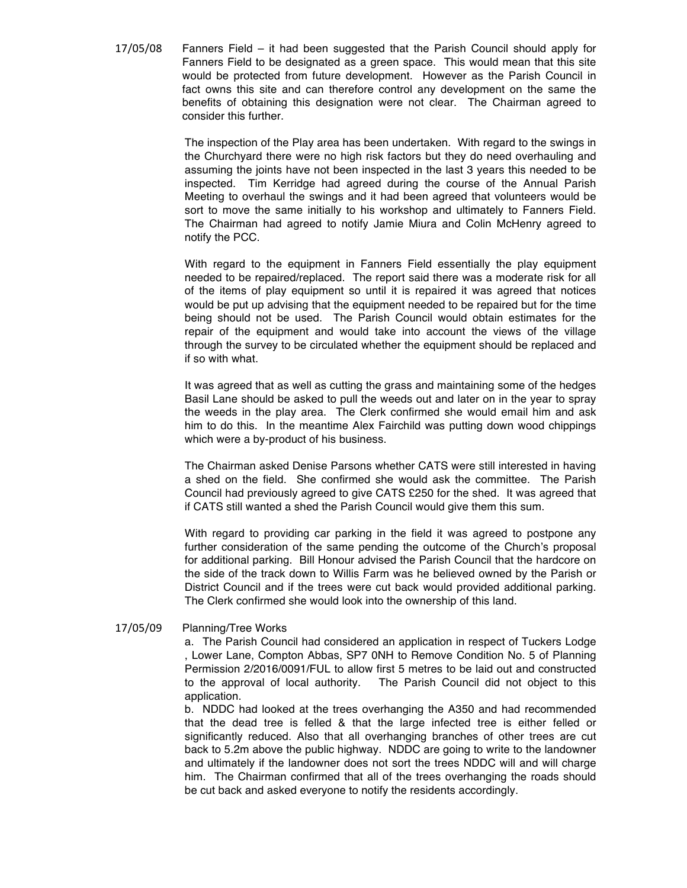17/05/08 Fanners Field – it had been suggested that the Parish Council should apply for Fanners Field to be designated as a green space. This would mean that this site would be protected from future development. However as the Parish Council in fact owns this site and can therefore control any development on the same the benefits of obtaining this designation were not clear. The Chairman agreed to consider this further.

The inspection of the Play area has been undertaken. With regard to the swings in the Churchyard there were no high risk factors but they do need overhauling and assuming the joints have not been inspected in the last 3 years this needed to be inspected. Tim Kerridge had agreed during the course of the Annual Parish Meeting to overhaul the swings and it had been agreed that volunteers would be sort to move the same initially to his workshop and ultimately to Fanners Field. The Chairman had agreed to notify Jamie Miura and Colin McHenry agreed to notify the PCC.

With regard to the equipment in Fanners Field essentially the play equipment needed to be repaired/replaced. The report said there was a moderate risk for all of the items of play equipment so until it is repaired it was agreed that notices would be put up advising that the equipment needed to be repaired but for the time being should not be used. The Parish Council would obtain estimates for the repair of the equipment and would take into account the views of the village through the survey to be circulated whether the equipment should be replaced and if so with what.

It was agreed that as well as cutting the grass and maintaining some of the hedges Basil Lane should be asked to pull the weeds out and later on in the year to spray the weeds in the play area. The Clerk confirmed she would email him and ask him to do this. In the meantime Alex Fairchild was putting down wood chippings which were a by-product of his business.

The Chairman asked Denise Parsons whether CATS were still interested in having a shed on the field. She confirmed she would ask the committee. The Parish Council had previously agreed to give CATS £250 for the shed. It was agreed that if CATS still wanted a shed the Parish Council would give them this sum.

With regard to providing car parking in the field it was agreed to postpone any further consideration of the same pending the outcome of the Church's proposal for additional parking. Bill Honour advised the Parish Council that the hardcore on the side of the track down to Willis Farm was he believed owned by the Parish or District Council and if the trees were cut back would provided additional parking. The Clerk confirmed she would look into the ownership of this land.

17/05/09 Planning/Tree Works

a. The Parish Council had considered an application in respect of Tuckers Lodge , Lower Lane, Compton Abbas, SP7 0NH to Remove Condition No. 5 of Planning Permission 2/2016/0091/FUL to allow first 5 metres to be laid out and constructed to the approval of local authority. The Parish Council did not object to this application.

b. NDDC had looked at the trees overhanging the A350 and had recommended that the dead tree is felled & that the large infected tree is either felled or significantly reduced. Also that all overhanging branches of other trees are cut back to 5.2m above the public highway. NDDC are going to write to the landowner and ultimately if the landowner does not sort the trees NDDC will and will charge him. The Chairman confirmed that all of the trees overhanging the roads should be cut back and asked everyone to notify the residents accordingly.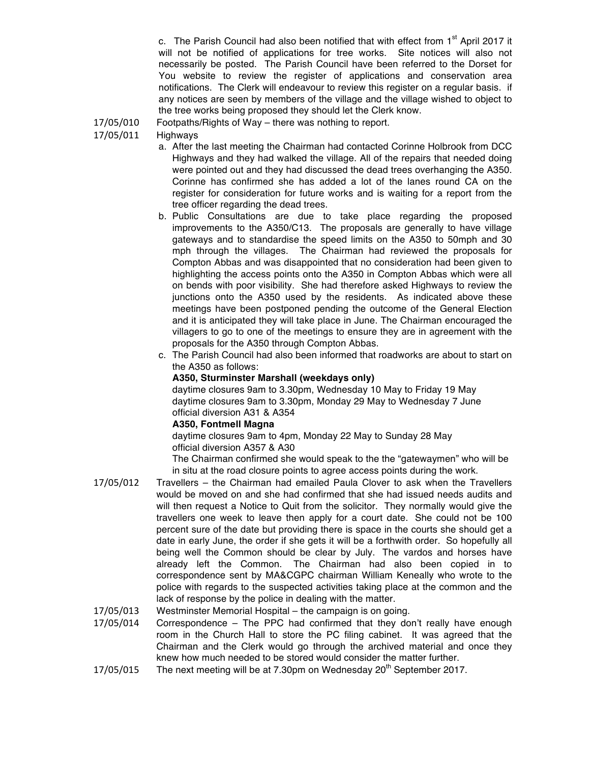c. The Parish Council had also been notified that with effect from 1st April 2017 it will not be notified of applications for tree works. Site notices will also not necessarily be posted. The Parish Council have been referred to the Dorset for You website to review the register of applications and conservation area notifications. The Clerk will endeavour to review this register on a regular basis. if any notices are seen by members of the village and the village wished to object to the tree works being proposed they should let the Clerk know.

17/05/010 Footpaths/Rights of Way – there was nothing to report.

17/05/011 Highways

a. After the last meeting the Chairman had contacted Corinne Holbrook from DCC Highways and they had walked the village. All of the repairs that needed doing were pointed out and they had discussed the dead trees overhanging the A350. Corinne has confirmed she has added a lot of the lanes round CA on the register for consideration for future works and is waiting for a report from the tree officer regarding the dead trees.

b. Public Consultations are due to take place regarding the proposed improvements to the A350/C13. The proposals are generally to have village gateways and to standardise the speed limits on the A350 to 50mph and 30 mph through the villages. The Chairman had reviewed the proposals for Compton Abbas and was disappointed that no consideration had been given to highlighting the access points onto the A350 in Compton Abbas which were all on bends with poor visibility. She had therefore asked Highways to review the junctions onto the A350 used by the residents. As indicated above these meetings have been postponed pending the outcome of the General Election and it is anticipated they will take place in June. The Chairman encouraged the villagers to go to one of the meetings to ensure they are in agreement with the proposals for the A350 through Compton Abbas.

c. The Parish Council had also been informed that roadworks are about to start on the A350 as follows:

**A350, Sturminster Marshall (weekdays only)**
daytime closures 9am to 3.30pm, Wednesday 10 May to Friday 19 May
daytime closures 9am to 3.30pm, Monday 29 May to Wednesday 7 June
official diversion A31 & A354

**A350, Fontmell Magna**
daytime closures 9am to 4pm, Monday 22 May to Sunday 28 May
official diversion A357 & A30

The Chairman confirmed she would speak to the the "gatewaymen" who will be in situ at the road closure points to agree access points during the work.

17/05/012 Travellers – the Chairman had emailed Paula Clover to ask when the Travellers would be moved on and she had confirmed that she had issued needs audits and will then request a Notice to Quit from the solicitor. They normally would give the travellers one week to leave then apply for a court date. She could not be 100 percent sure of the date but providing there is space in the courts she should get a date in early June, the order if she gets it will be a forthwith order. So hopefully all being well the Common should be clear by July. The vardos and horses have already left the Common. The Chairman had also been copied in to correspondence sent by MA&CGPC chairman William Keneally who wrote to the police with regards to the suspected activities taking place at the common and the lack of response by the police in dealing with the matter.

17/05/013 Westminster Memorial Hospital – the campaign is on going.

17/05/014 Correspondence – The PPC had confirmed that they don't really have enough room in the Church Hall to store the PC filing cabinet. It was agreed that the Chairman and the Clerk would go through the archived material and once they knew how much needed to be stored would consider the matter further.

17/05/015 The next meeting will be at 7.30pm on Wednesday 20th September 2017.